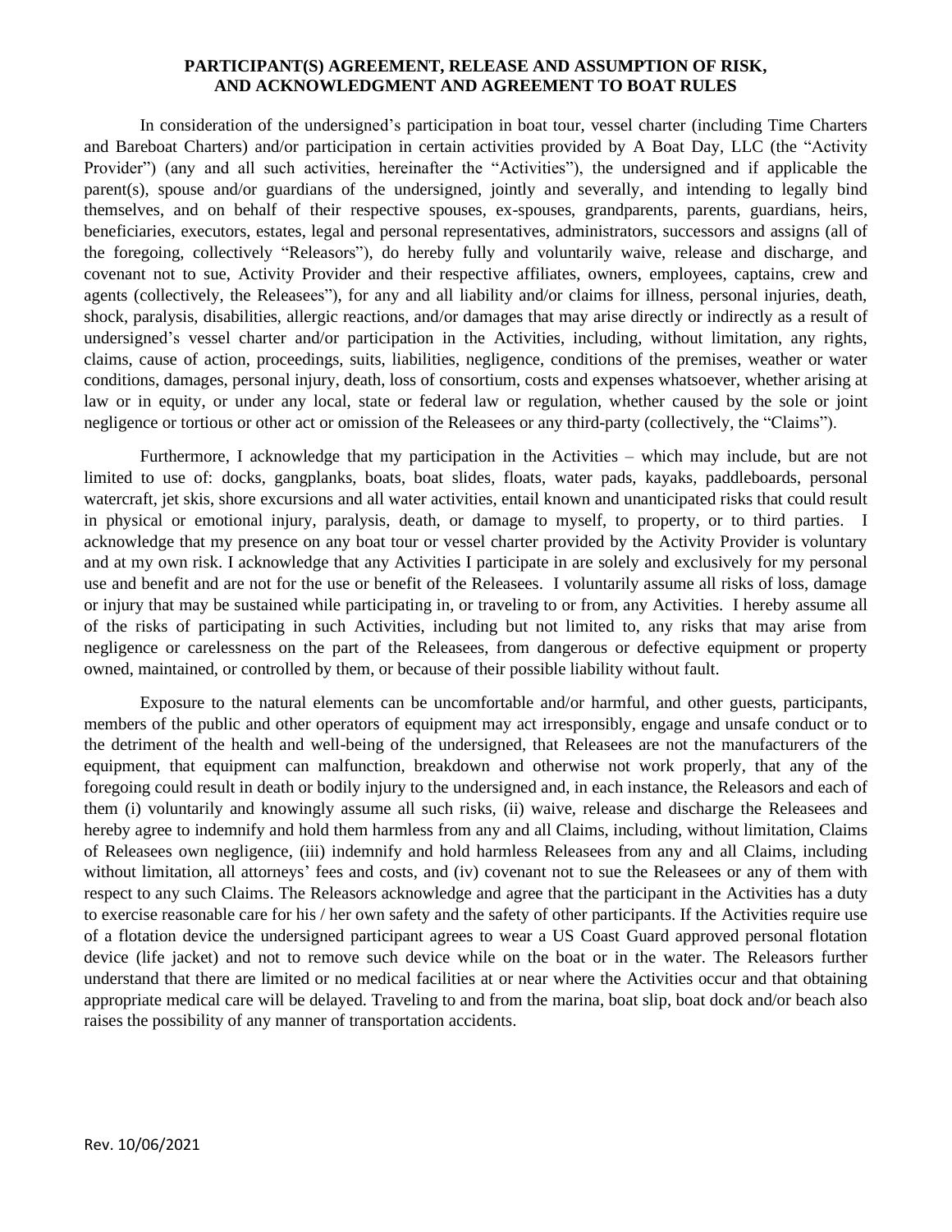**PARTICIPANT(S) AGREEMENT, RELEASE AND ASSUMPTION OF RISK, AND ACKNOWLEDGMENT AND AGREEMENT TO BOAT RULES**

In consideration of the undersigned's participation in boat tour, vessel charter (including Time Charters and Bareboat Charters) and/or participation in certain activities provided by A Boat Day, LLC (the "Activity Provider") (any and all such activities, hereinafter the "Activities"), the undersigned and if applicable the parent(s), spouse and/or guardians of the undersigned, jointly and severally, and intending to legally bind themselves, and on behalf of their respective spouses, ex-spouses, grandparents, parents, guardians, heirs, beneficiaries, executors, estates, legal and personal representatives, administrators, successors and assigns (all of the foregoing, collectively "Releasors"), do hereby fully and voluntarily waive, release and discharge, and covenant not to sue, Activity Provider and their respective affiliates, owners, employees, captains, crew and agents (collectively, the Releasees"), for any and all liability and/or claims for illness, personal injuries, death, shock, paralysis, disabilities, allergic reactions, and/or damages that may arise directly or indirectly as a result of undersigned's vessel charter and/or participation in the Activities, including, without limitation, any rights, claims, cause of action, proceedings, suits, liabilities, negligence, conditions of the premises, weather or water conditions, damages, personal injury, death, loss of consortium, costs and expenses whatsoever, whether arising at law or in equity, or under any local, state or federal law or regulation, whether caused by the sole or joint negligence or tortious or other act or omission of the Releasees or any third-party (collectively, the "Claims").

Furthermore, I acknowledge that my participation in the Activities – which may include, but are not limited to use of: docks, gangplanks, boats, boat slides, floats, water pads, kayaks, paddleboards, personal watercraft, jet skis, shore excursions and all water activities, entail known and unanticipated risks that could result in physical or emotional injury, paralysis, death, or damage to myself, to property, or to third parties. I acknowledge that my presence on any boat tour or vessel charter provided by the Activity Provider is voluntary and at my own risk. I acknowledge that any Activities I participate in are solely and exclusively for my personal use and benefit and are not for the use or benefit of the Releasees. I voluntarily assume all risks of loss, damage or injury that may be sustained while participating in, or traveling to or from, any Activities. I hereby assume all of the risks of participating in such Activities, including but not limited to, any risks that may arise from negligence or carelessness on the part of the Releasees, from dangerous or defective equipment or property owned, maintained, or controlled by them, or because of their possible liability without fault.

Exposure to the natural elements can be uncomfortable and/or harmful, and other guests, participants, members of the public and other operators of equipment may act irresponsibly, engage and unsafe conduct or to the detriment of the health and well-being of the undersigned, that Releasees are not the manufacturers of the equipment, that equipment can malfunction, breakdown and otherwise not work properly, that any of the foregoing could result in death or bodily injury to the undersigned and, in each instance, the Releasors and each of them (i) voluntarily and knowingly assume all such risks, (ii) waive, release and discharge the Releasees and hereby agree to indemnify and hold them harmless from any and all Claims, including, without limitation, Claims of Releasees own negligence, (iii) indemnify and hold harmless Releasees from any and all Claims, including without limitation, all attorneys' fees and costs, and (iv) covenant not to sue the Releasees or any of them with respect to any such Claims. The Releasors acknowledge and agree that the participant in the Activities has a duty to exercise reasonable care for his / her own safety and the safety of other participants. If the Activities require use of a flotation device the undersigned participant agrees to wear a US Coast Guard approved personal flotation device (life jacket) and not to remove such device while on the boat or in the water. The Releasors further understand that there are limited or no medical facilities at or near where the Activities occur and that obtaining appropriate medical care will be delayed. Traveling to and from the marina, boat slip, boat dock and/or beach also raises the possibility of any manner of transportation accidents.

Rev. 10/06/2021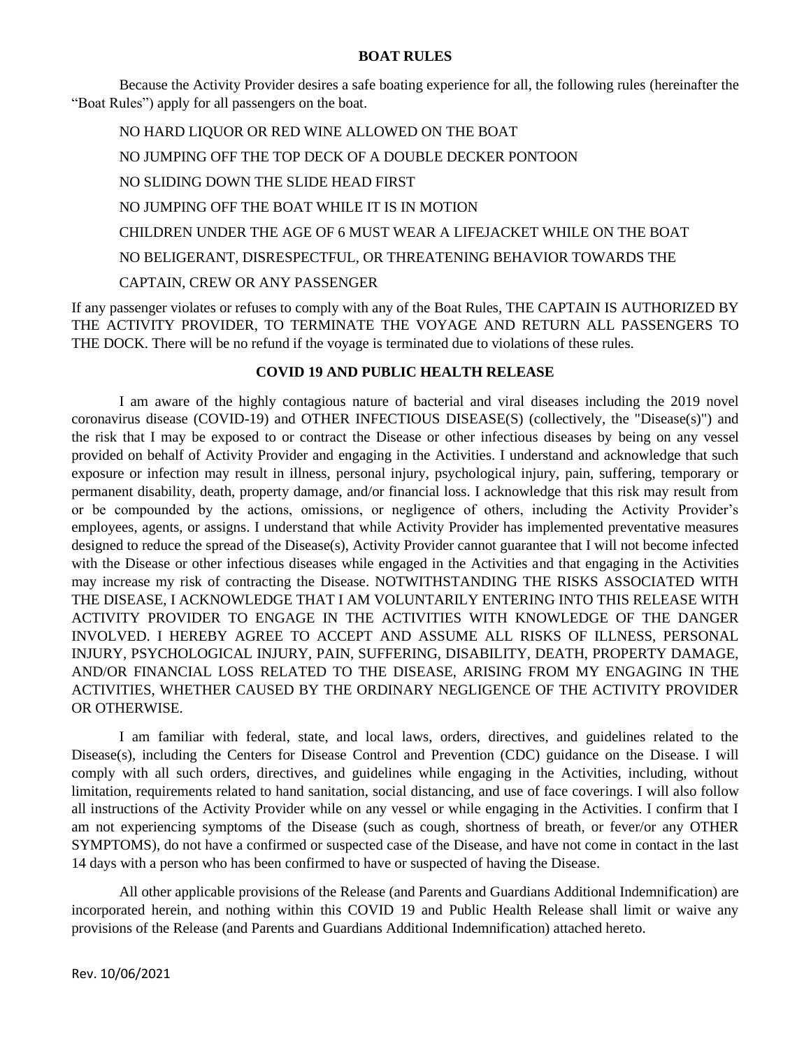## BOAT RULES

Because the Activity Provider desires a safe boating experience for all, the following rules (hereinafter the "Boat Rules") apply for all passengers on the boat.

NO HARD LIQUOR OR RED WINE ALLOWED ON THE BOAT

NO JUMPING OFF THE TOP DECK OF A DOUBLE DECKER PONTOON

NO SLIDING DOWN THE SLIDE HEAD FIRST

NO JUMPING OFF THE BOAT WHILE IT IS IN MOTION

CHILDREN UNDER THE AGE OF 6 MUST WEAR A LIFEJACKET WHILE ON THE BOAT

NO BELIGERANT, DISRESPECTFUL, OR THREATENING BEHAVIOR TOWARDS THE CAPTAIN, CREW OR ANY PASSENGER

If any passenger violates or refuses to comply with any of the Boat Rules, THE CAPTAIN IS AUTHORIZED BY THE ACTIVITY PROVIDER, TO TERMINATE THE VOYAGE AND RETURN ALL PASSENGERS TO THE DOCK. There will be no refund if the voyage is terminated due to violations of these rules.

## COVID 19 AND PUBLIC HEALTH RELEASE

I am aware of the highly contagious nature of bacterial and viral diseases including the 2019 novel coronavirus disease (COVID-19) and OTHER INFECTIOUS DISEASE(S) (collectively, the "Disease(s)") and the risk that I may be exposed to or contract the Disease or other infectious diseases by being on any vessel provided on behalf of Activity Provider and engaging in the Activities. I understand and acknowledge that such exposure or infection may result in illness, personal injury, psychological injury, pain, suffering, temporary or permanent disability, death, property damage, and/or financial loss. I acknowledge that this risk may result from or be compounded by the actions, omissions, or negligence of others, including the Activity Provider's employees, agents, or assigns. I understand that while Activity Provider has implemented preventative measures designed to reduce the spread of the Disease(s), Activity Provider cannot guarantee that I will not become infected with the Disease or other infectious diseases while engaged in the Activities and that engaging in the Activities may increase my risk of contracting the Disease. NOTWITHSTANDING THE RISKS ASSOCIATED WITH THE DISEASE, I ACKNOWLEDGE THAT I AM VOLUNTARILY ENTERING INTO THIS RELEASE WITH ACTIVITY PROVIDER TO ENGAGE IN THE ACTIVITIES WITH KNOWLEDGE OF THE DANGER INVOLVED. I HEREBY AGREE TO ACCEPT AND ASSUME ALL RISKS OF ILLNESS, PERSONAL INJURY, PSYCHOLOGICAL INJURY, PAIN, SUFFERING, DISABILITY, DEATH, PROPERTY DAMAGE, AND/OR FINANCIAL LOSS RELATED TO THE DISEASE, ARISING FROM MY ENGAGING IN THE ACTIVITIES, WHETHER CAUSED BY THE ORDINARY NEGLIGENCE OF THE ACTIVITY PROVIDER OR OTHERWISE.

I am familiar with federal, state, and local laws, orders, directives, and guidelines related to the Disease(s), including the Centers for Disease Control and Prevention (CDC) guidance on the Disease. I will comply with all such orders, directives, and guidelines while engaging in the Activities, including, without limitation, requirements related to hand sanitation, social distancing, and use of face coverings. I will also follow all instructions of the Activity Provider while on any vessel or while engaging in the Activities. I confirm that I am not experiencing symptoms of the Disease (such as cough, shortness of breath, or fever/or any OTHER SYMPTOMS), do not have a confirmed or suspected case of the Disease, and have not come in contact in the last 14 days with a person who has been confirmed to have or suspected of having the Disease.

All other applicable provisions of the Release (and Parents and Guardians Additional Indemnification) are incorporated herein, and nothing within this COVID 19 and Public Health Release shall limit or waive any provisions of the Release (and Parents and Guardians Additional Indemnification) attached hereto.

Rev. 10/06/2021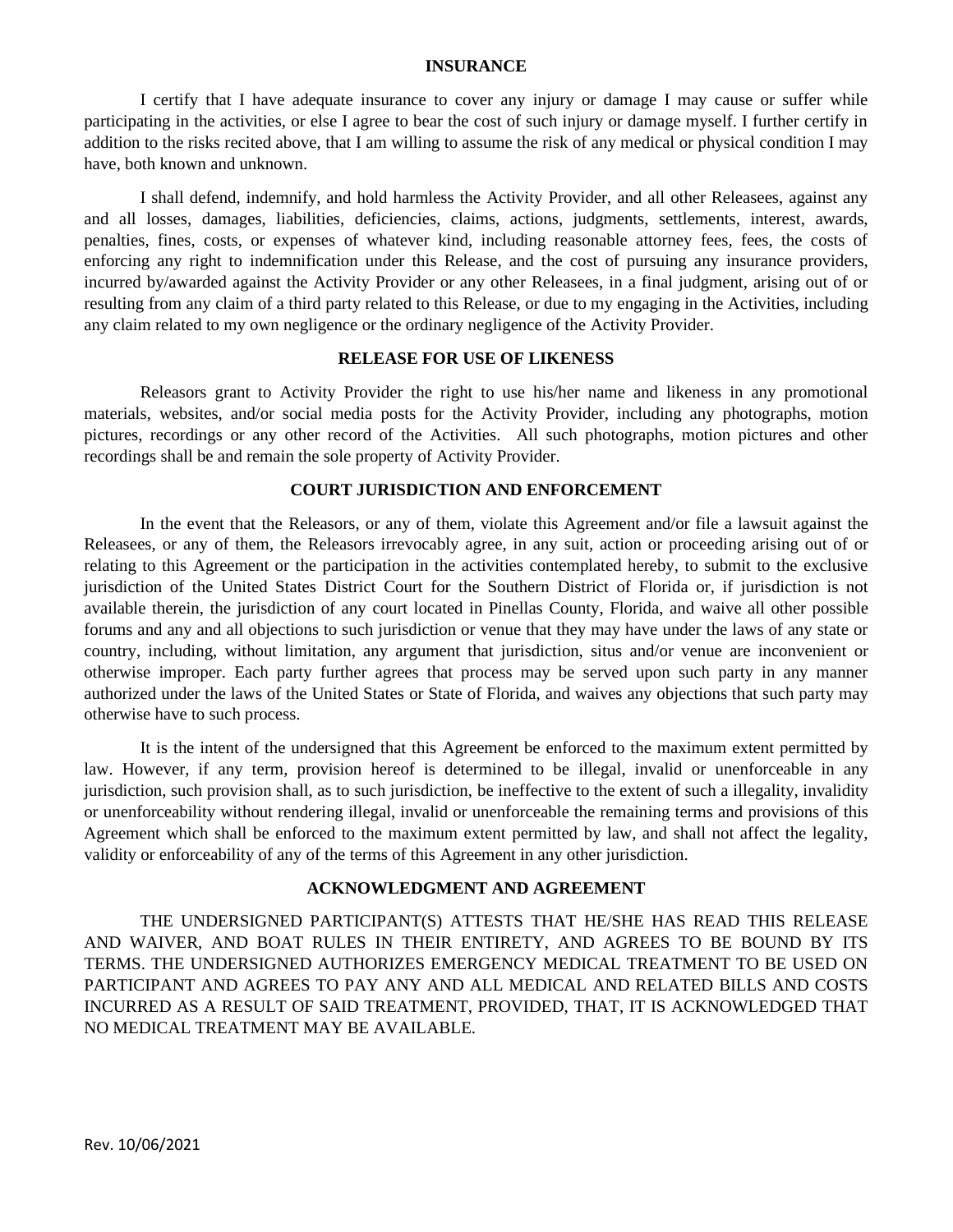## INSURANCE

I certify that I have adequate insurance to cover any injury or damage I may cause or suffer while participating in the activities, or else I agree to bear the cost of such injury or damage myself. I further certify in addition to the risks recited above, that I am willing to assume the risk of any medical or physical condition I may have, both known and unknown.

I shall defend, indemnify, and hold harmless the Activity Provider, and all other Releasees, against any and all losses, damages, liabilities, deficiencies, claims, actions, judgments, settlements, interest, awards, penalties, fines, costs, or expenses of whatever kind, including reasonable attorney fees, fees, the costs of enforcing any right to indemnification under this Release, and the cost of pursuing any insurance providers, incurred by/awarded against the Activity Provider or any other Releasees, in a final judgment, arising out of or resulting from any claim of a third party related to this Release, or due to my engaging in the Activities, including any claim related to my own negligence or the ordinary negligence of the Activity Provider.

## RELEASE FOR USE OF LIKENESS

Releasors grant to Activity Provider the right to use his/her name and likeness in any promotional materials, websites, and/or social media posts for the Activity Provider, including any photographs, motion pictures, recordings or any other record of the Activities. All such photographs, motion pictures and other recordings shall be and remain the sole property of Activity Provider.

## COURT JURISDICTION AND ENFORCEMENT

In the event that the Releasors, or any of them, violate this Agreement and/or file a lawsuit against the Releasees, or any of them, the Releasors irrevocably agree, in any suit, action or proceeding arising out of or relating to this Agreement or the participation in the activities contemplated hereby, to submit to the exclusive jurisdiction of the United States District Court for the Southern District of Florida or, if jurisdiction is not available therein, the jurisdiction of any court located in Pinellas County, Florida, and waive all other possible forums and any and all objections to such jurisdiction or venue that they may have under the laws of any state or country, including, without limitation, any argument that jurisdiction, situs and/or venue are inconvenient or otherwise improper. Each party further agrees that process may be served upon such party in any manner authorized under the laws of the United States or State of Florida, and waives any objections that such party may otherwise have to such process.

It is the intent of the undersigned that this Agreement be enforced to the maximum extent permitted by law. However, if any term, provision hereof is determined to be illegal, invalid or unenforceable in any jurisdiction, such provision shall, as to such jurisdiction, be ineffective to the extent of such a illegality, invalidity or unenforceability without rendering illegal, invalid or unenforceable the remaining terms and provisions of this Agreement which shall be enforced to the maximum extent permitted by law, and shall not affect the legality, validity or enforceability of any of the terms of this Agreement in any other jurisdiction.

## ACKNOWLEDGMENT AND AGREEMENT

THE UNDERSIGNED PARTICIPANT(S) ATTESTS THAT HE/SHE HAS READ THIS RELEASE AND WAIVER, AND BOAT RULES IN THEIR ENTIRETY, AND AGREES TO BE BOUND BY ITS TERMS. THE UNDERSIGNED AUTHORIZES EMERGENCY MEDICAL TREATMENT TO BE USED ON PARTICIPANT AND AGREES TO PAY ANY AND ALL MEDICAL AND RELATED BILLS AND COSTS INCURRED AS A RESULT OF SAID TREATMENT, PROVIDED, THAT, IT IS ACKNOWLEDGED THAT NO MEDICAL TREATMENT MAY BE AVAILABLE.

Rev. 10/06/2021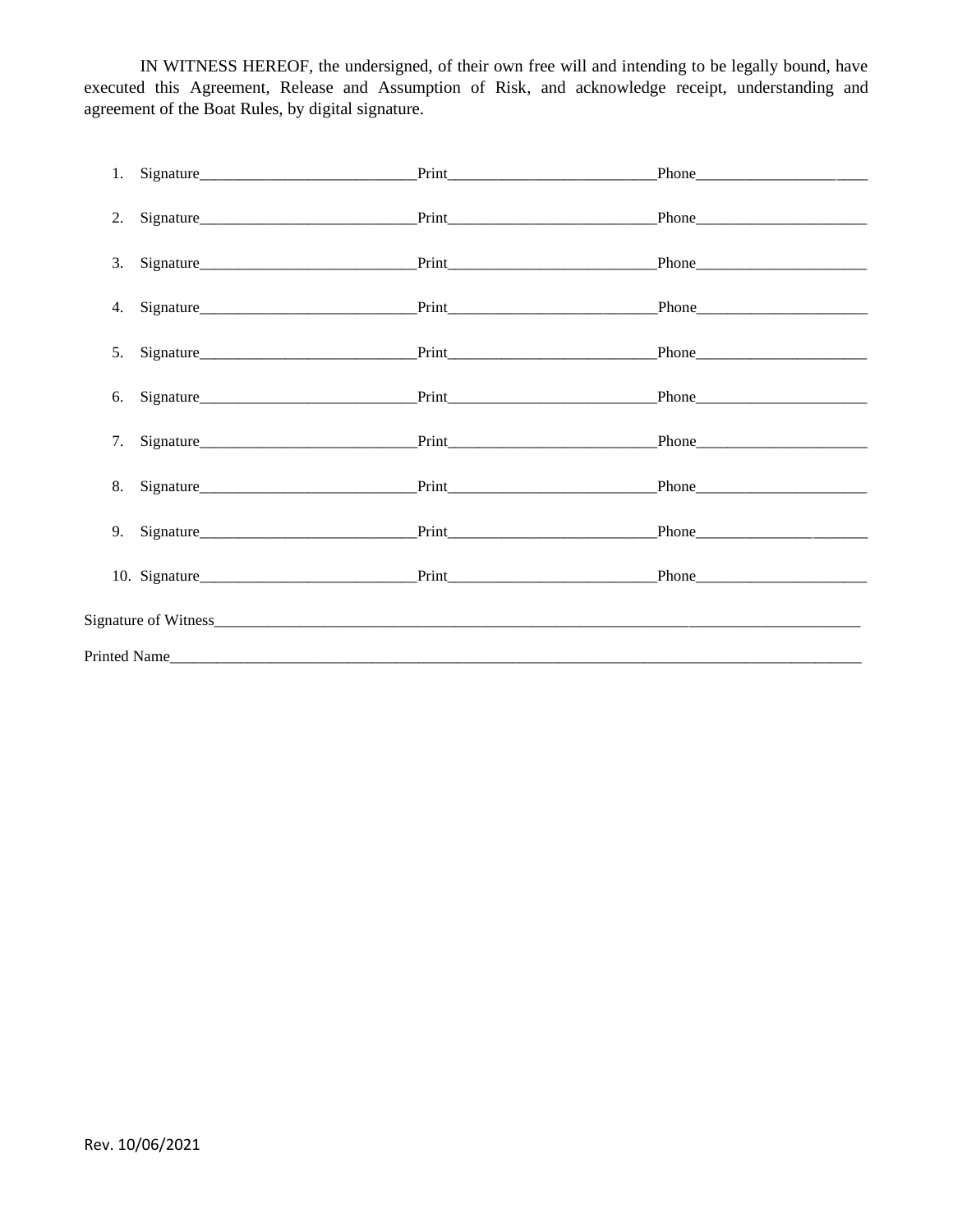IN WITNESS HEREOF, the undersigned, of their own free will and intending to be legally bound, have executed this Agreement, Release and Assumption of Risk, and acknowledge receipt, understanding and agreement of the Boat Rules, by digital signature.

1. Signature____________________________Print___________________________Phone______________________
2. Signature____________________________Print___________________________Phone______________________
3. Signature____________________________Print___________________________Phone______________________
4. Signature____________________________Print___________________________Phone______________________
5. Signature____________________________Print___________________________Phone______________________
6. Signature____________________________Print___________________________Phone______________________
7. Signature____________________________Print___________________________Phone______________________
8. Signature____________________________Print___________________________Phone______________________
9. Signature____________________________Print___________________________Phone______________________
10. Signature____________________________Print___________________________Phone______________________

Signature of Witness_______________________________________________________________________________

Printed Name_____________________________________________________________________________________

Rev. 10/06/2021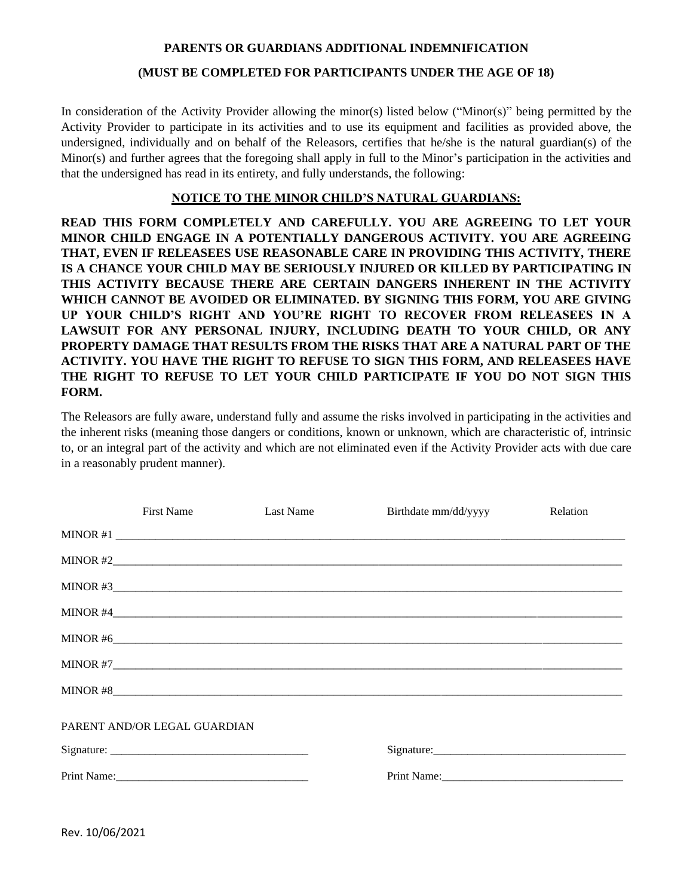**PARENTS OR GUARDIANS ADDITIONAL INDEMNIFICATION**

**(MUST BE COMPLETED FOR PARTICIPANTS UNDER THE AGE OF 18)**

In consideration of the Activity Provider allowing the minor(s) listed below ("Minor(s)" being permitted by the Activity Provider to participate in its activities and to use its equipment and facilities as provided above, the undersigned, individually and on behalf of the Releasors, certifies that he/she is the natural guardian(s) of the Minor(s) and further agrees that the foregoing shall apply in full to the Minor's participation in the activities and that the undersigned has read in its entirety, and fully understands, the following:

**NOTICE TO THE MINOR CHILD'S NATURAL GUARDIANS:**

**READ THIS FORM COMPLETELY AND CAREFULLY. YOU ARE AGREEING TO LET YOUR MINOR CHILD ENGAGE IN A POTENTIALLY DANGEROUS ACTIVITY. YOU ARE AGREEING THAT, EVEN IF RELEASEES USE REASONABLE CARE IN PROVIDING THIS ACTIVITY, THERE IS A CHANCE YOUR CHILD MAY BE SERIOUSLY INJURED OR KILLED BY PARTICIPATING IN THIS ACTIVITY BECAUSE THERE ARE CERTAIN DANGERS INHERENT IN THE ACTIVITY WHICH CANNOT BE AVOIDED OR ELIMINATED. BY SIGNING THIS FORM, YOU ARE GIVING UP YOUR CHILD'S RIGHT AND YOU'RE RIGHT TO RECOVER FROM RELEASEES IN A LAWSUIT FOR ANY PERSONAL INJURY, INCLUDING DEATH TO YOUR CHILD, OR ANY PROPERTY DAMAGE THAT RESULTS FROM THE RISKS THAT ARE A NATURAL PART OF THE ACTIVITY. YOU HAVE THE RIGHT TO REFUSE TO SIGN THIS FORM, AND RELEASEES HAVE THE RIGHT TO REFUSE TO LET YOUR CHILD PARTICIPATE IF YOU DO NOT SIGN THIS FORM.**

The Releasors are fully aware, understand fully and assume the risks involved in participating in the activities and the inherent risks (meaning those dangers or conditions, known or unknown, which are characteristic of, intrinsic to, or an integral part of the activity and which are not eliminated even if the Activity Provider acts with due care in a reasonably prudent manner).

| | First Name | Last Name | Birthdate mm/dd/yyyy | Relation |
|---|---|---|---|---|
| MINOR #1 | | | | |
| MINOR #2 | | | | |
| MINOR #3 | | | | |
| MINOR #4 | | | | |
| MINOR #6 | | | | |
| MINOR #7 | | | | |
| MINOR #8 | | | | |

PARENT AND/OR LEGAL GUARDIAN

Signature: ___________________________________ Signature: ___________________________________

Print Name: ___________________________________ Print Name: ___________________________________

Rev. 10/06/2021